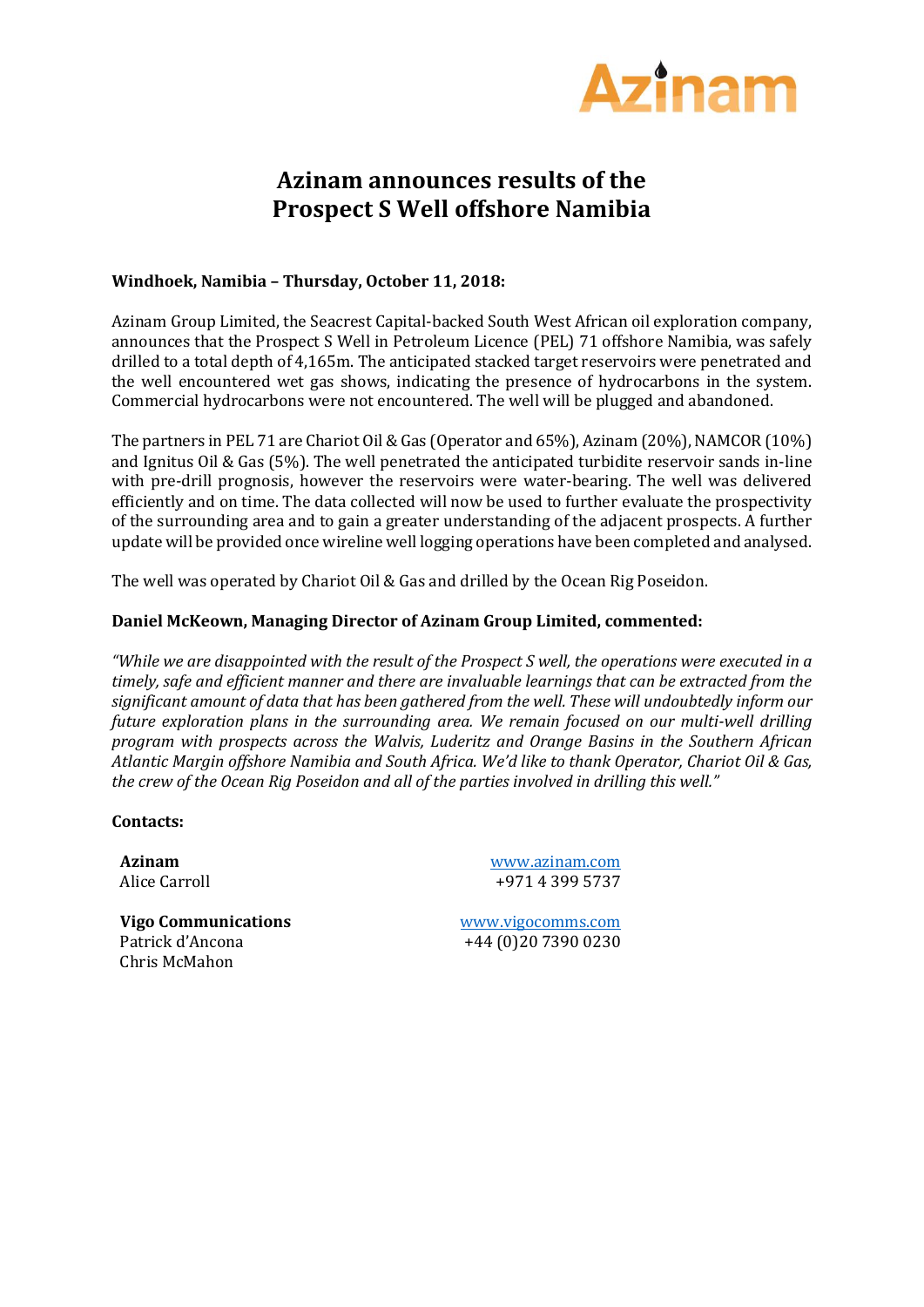Azinam

# Azinam announces results of the Prospect S Well offshore Namibia

**Windhoek, Namibia – Thursday, October 11, 2018:**

Azinam Group Limited, the Seacrest Capital-backed South West African oil exploration company, announces that the Prospect S Well in Petroleum Licence (PEL) 71 offshore Namibia, was safely drilled to a total depth of 4,165m. The anticipated stacked target reservoirs were penetrated and the well encountered wet gas shows, indicating the presence of hydrocarbons in the system. Commercial hydrocarbons were not encountered. The well will be plugged and abandoned.

The partners in PEL 71 are Chariot Oil & Gas (Operator and 65%), Azinam (20%), NAMCOR (10%) and Ignitus Oil & Gas (5%). The well penetrated the anticipated turbidite reservoir sands in-line with pre-drill prognosis, however the reservoirs were water-bearing. The well was delivered efficiently and on time. The data collected will now be used to further evaluate the prospectivity of the surrounding area and to gain a greater understanding of the adjacent prospects. A further update will be provided once wireline well logging operations have been completed and analysed.

The well was operated by Chariot Oil & Gas and drilled by the Ocean Rig Poseidon.

**Daniel McKeown, Managing Director of Azinam Group Limited, commented:**

*"While we are disappointed with the result of the Prospect S well, the operations were executed in a timely, safe and efficient manner and there are invaluable learnings that can be extracted from the significant amount of data that has been gathered from the well. These will undoubtedly inform our future exploration plans in the surrounding area. We remain focused on our multi-well drilling program with prospects across the Walvis, Luderitz and Orange Basins in the Southern African Atlantic Margin offshore Namibia and South Africa. We'd like to thank Operator, Chariot Oil & Gas, the crew of the Ocean Rig Poseidon and all of the parties involved in drilling this well."*

**Contacts:**

**Azinam**
Alice Carroll
www.azinam.com
+971 4 399 5737

**Vigo Communications**
Patrick d'Ancona
Chris McMahon
www.vigocomms.com
+44 (0)20 7390 0230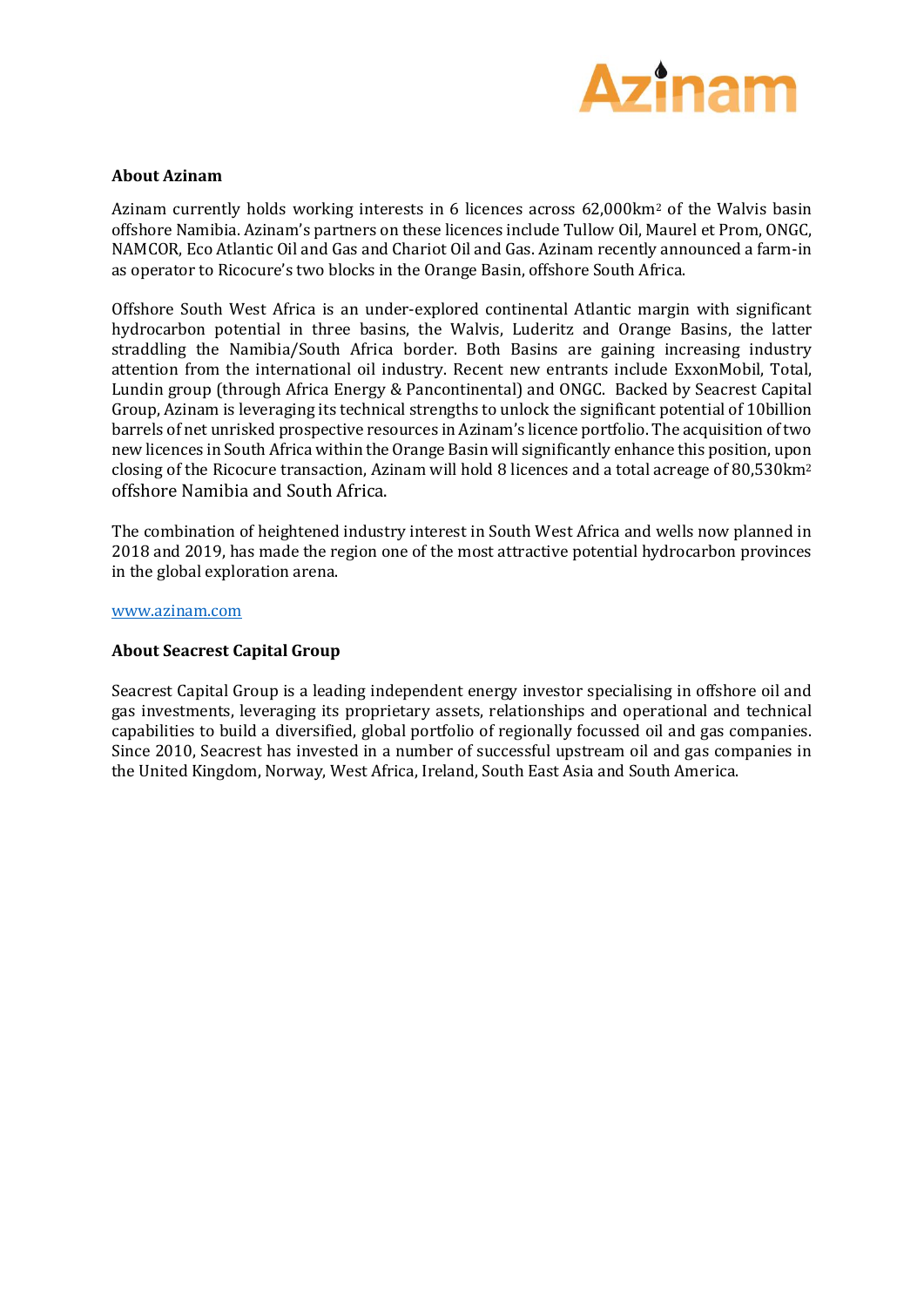## About Azinam

Azinam currently holds working interests in 6 licences across 62,000km$^2$ of the Walvis basin offshore Namibia. Azinam's partners on these licences include Tullow Oil, Maurel et Prom, ONGC, NAMCOR, Eco Atlantic Oil and Gas and Chariot Oil and Gas. Azinam recently announced a farm-in as operator to Ricocure's two blocks in the Orange Basin, offshore South Africa.

Offshore South West Africa is an under-explored continental Atlantic margin with significant hydrocarbon potential in three basins, the Walvis, Luderitz and Orange Basins, the latter straddling the Namibia/South Africa border. Both Basins are gaining increasing industry attention from the international oil industry. Recent new entrants include ExxonMobil, Total, Lundin group (through Africa Energy & Pancontinental) and ONGC. Backed by Seacrest Capital Group, Azinam is leveraging its technical strengths to unlock the significant potential of 10billion barrels of net unrisked prospective resources in Azinam's licence portfolio. The acquisition of two new licences in South Africa within the Orange Basin will significantly enhance this position, upon closing of the Ricocure transaction, Azinam will hold 8 licences and a total acreage of 80,530km$^2$ offshore Namibia and South Africa.

The combination of heightened industry interest in South West Africa and wells now planned in 2018 and 2019, has made the region one of the most attractive potential hydrocarbon provinces in the global exploration arena.

[www.azinam.com](http://www.azinam.com)

## About Seacrest Capital Group

Seacrest Capital Group is a leading independent energy investor specialising in offshore oil and gas investments, leveraging its proprietary assets, relationships and operational and technical capabilities to build a diversified, global portfolio of regionally focussed oil and gas companies. Since 2010, Seacrest has invested in a number of successful upstream oil and gas companies in the United Kingdom, Norway, West Africa, Ireland, South East Asia and South America.